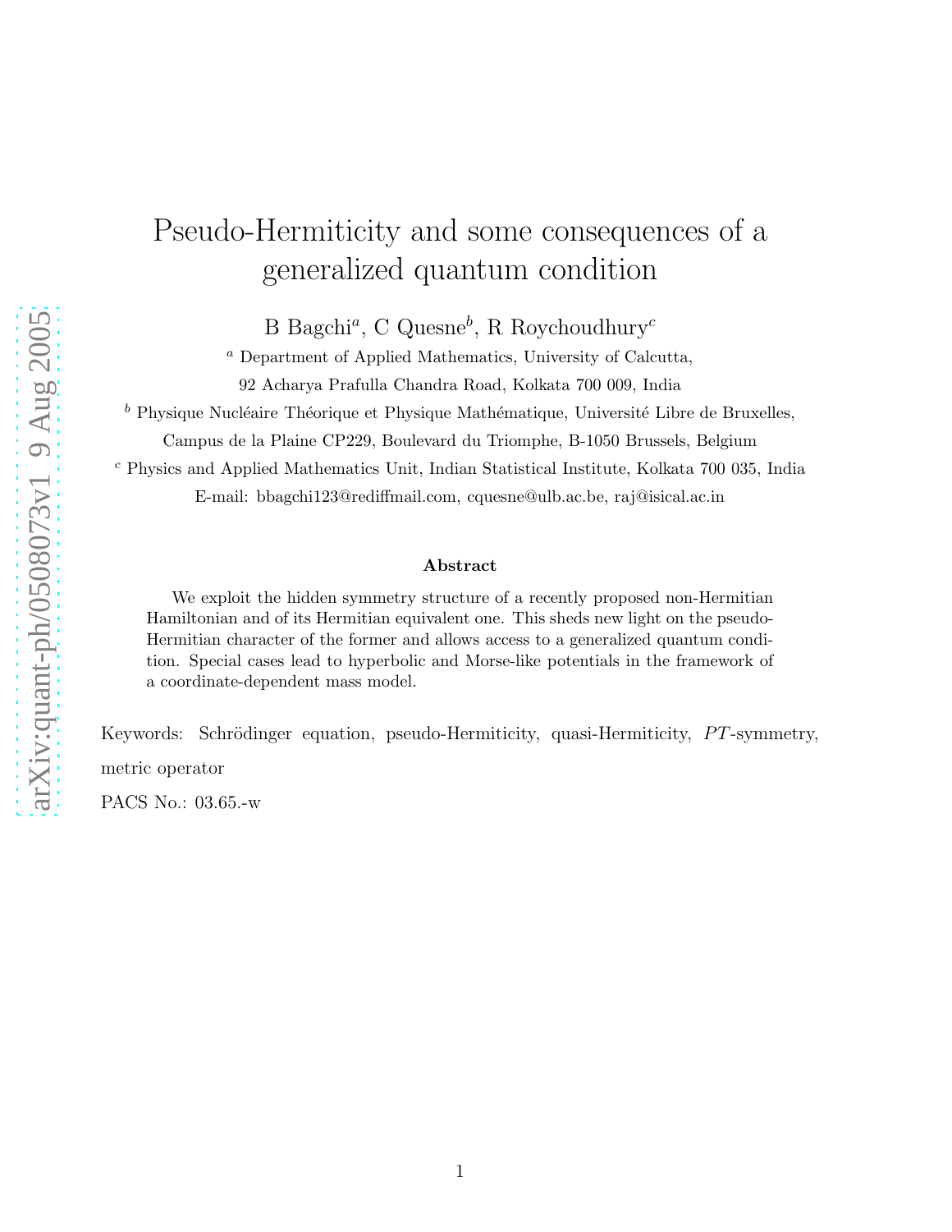# Pseudo-Hermiticity and some consequences of a generalized quantum condition

B Bagchi[a], C Quesne[b], R Roychoudhury[c]

[a] Department of Applied Mathematics, University of Calcutta,
92 Acharya Prafulla Chandra Road, Kolkata 700 009, India

[b] Physique Nucléaire Théorique et Physique Mathématique, Université Libre de Bruxelles,
Campus de la Plaine CP229, Boulevard du Triomphe, B-1050 Brussels, Belgium

[c] Physics and Applied Mathematics Unit, Indian Statistical Institute, Kolkata 700 035, India

E-mail: bbagchi123@rediffmail.com, cquesne@ulb.ac.be, raj@isical.ac.in

### Abstract

We exploit the hidden symmetry structure of a recently proposed non-Hermitian Hamiltonian and of its Hermitian equivalent one. This sheds new light on the pseudo-Hermitian character of the former and allows access to a generalized quantum condition. Special cases lead to hyperbolic and Morse-like potentials in the framework of a coordinate-dependent mass model.

Keywords: Schrödinger equation, pseudo-Hermiticity, quasi-Hermiticity, $PT$-symmetry, metric operator

PACS No.: 03.65.-w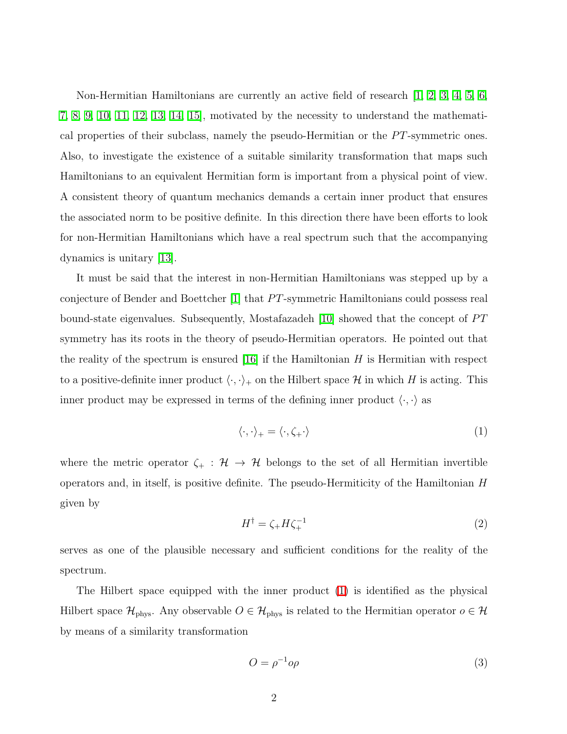Non-Hermitian Hamiltonians are currently an active field of research [1, 2, 3, 4, 5, 6, 7, 8, 9, 10, 11, 12, 13, 14, 15], motivated by the necessity to understand the mathematical properties of their subclass, namely the pseudo-Hermitian or the $PT$-symmetric ones. Also, to investigate the existence of a suitable similarity transformation that maps such Hamiltonians to an equivalent Hermitian form is important from a physical point of view. A consistent theory of quantum mechanics demands a certain inner product that ensures the associated norm to be positive definite. In this direction there have been efforts to look for non-Hermitian Hamiltonians which have a real spectrum such that the accompanying dynamics is unitary [13].

It must be said that the interest in non-Hermitian Hamiltonians was stepped up by a conjecture of Bender and Boettcher [1] that $PT$-symmetric Hamiltonians could possess real bound-state eigenvalues. Subsequently, Mostafazadeh [10] showed that the concept of $PT$ symmetry has its roots in the theory of pseudo-Hermitian operators. He pointed out that the reality of the spectrum is ensured [16] if the Hamiltonian $H$ is Hermitian with respect to a positive-definite inner product $\langle \cdot, \cdot \rangle_+$ on the Hilbert space $\mathcal{H}$ in which $H$ is acting. This inner product may be expressed in terms of the defining inner product $\langle \cdot, \cdot \rangle$ as

$$\langle \cdot, \cdot \rangle_+ = \langle \cdot, \zeta_+ \cdot \rangle \tag{1}$$

where the metric operator $\zeta_+ : \mathcal{H} \to \mathcal{H}$ belongs to the set of all Hermitian invertible operators and, in itself, is positive definite. The pseudo-Hermiticity of the Hamiltonian $H$ given by

$$H^\dagger = \zeta_+ H \zeta_+^{-1} \tag{2}$$

serves as one of the plausible necessary and sufficient conditions for the reality of the spectrum.

The Hilbert space equipped with the inner product (1) is identified as the physical Hilbert space $\mathcal{H}_{\text{phys}}$. Any observable $O \in \mathcal{H}_{\text{phys}}$ is related to the Hermitian operator $o \in \mathcal{H}$ by means of a similarity transformation

$$O = \rho^{-1} o \rho \tag{3}$$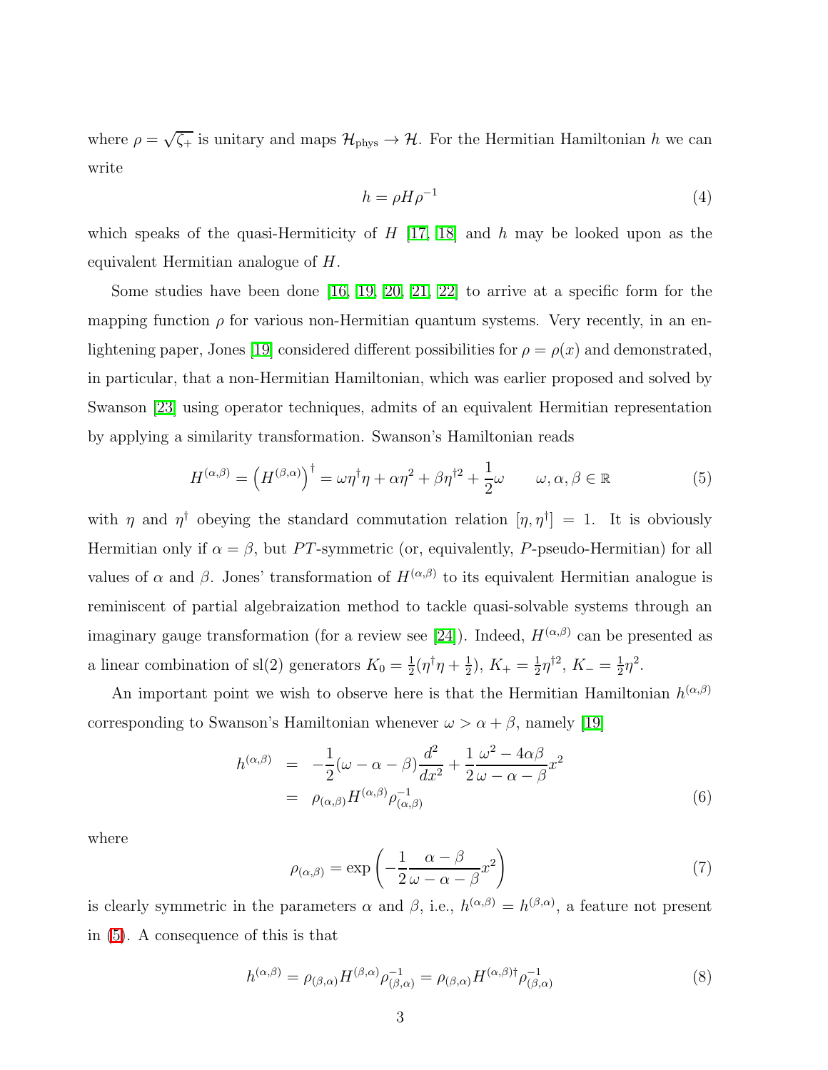where $\rho = \sqrt{\zeta_+}$ is unitary and maps $\mathcal{H}_{\text{phys}} \to \mathcal{H}$. For the Hermitian Hamiltonian $h$ we can write

$$h = \rho H \rho^{-1} \tag{4}$$

which speaks of the quasi-Hermiticity of $H$ [17, 18] and $h$ may be looked upon as the equivalent Hermitian analogue of $H$.

Some studies have been done [16, 19, 20, 21, 22] to arrive at a specific form for the mapping function $\rho$ for various non-Hermitian quantum systems. Very recently, in an enlightening paper, Jones [19] considered different possibilities for $\rho = \rho(x)$ and demonstrated, in particular, that a non-Hermitian Hamiltonian, which was earlier proposed and solved by Swanson [23] using operator techniques, admits of an equivalent Hermitian representation by applying a similarity transformation. Swanson's Hamiltonian reads

$$H^{(\alpha,\beta)} = \left(H^{(\beta,\alpha)}\right)^\dagger = \omega\eta^\dagger\eta + \alpha\eta^2 + \beta\eta^{\dagger 2} + \frac{1}{2}\omega \qquad \omega, \alpha, \beta \in \mathbb{R} \tag{5}$$

with $\eta$ and $\eta^\dagger$ obeying the standard commutation relation $[\eta, \eta^\dagger] = 1$. It is obviously Hermitian only if $\alpha = \beta$, but $PT$-symmetric (or, equivalently, $P$-pseudo-Hermitian) for all values of $\alpha$ and $\beta$. Jones' transformation of $H^{(\alpha,\beta)}$ to its equivalent Hermitian analogue is reminiscent of partial algebraization method to tackle quasi-solvable systems through an imaginary gauge transformation (for a review see [24]). Indeed, $H^{(\alpha,\beta)}$ can be presented as a linear combination of sl(2) generators $K_0 = \frac{1}{2}(\eta^\dagger\eta + \frac{1}{2})$, $K_+ = \frac{1}{2}\eta^{\dagger 2}$, $K_- = \frac{1}{2}\eta^2$.

An important point we wish to observe here is that the Hermitian Hamiltonian $h^{(\alpha,\beta)}$ corresponding to Swanson's Hamiltonian whenever $\omega > \alpha + \beta$, namely [19]

$$\begin{aligned} h^{(\alpha,\beta)} &= -\frac{1}{2}(\omega - \alpha - \beta)\frac{d^2}{dx^2} + \frac{1}{2}\frac{\omega^2 - 4\alpha\beta}{\omega - \alpha - \beta}x^2 \\ &= \rho_{(\alpha,\beta)} H^{(\alpha,\beta)} \rho_{(\alpha,\beta)}^{-1} \end{aligned} \tag{6}$$

where

$$\rho_{(\alpha,\beta)} = \exp\left(-\frac{1}{2}\frac{\alpha - \beta}{\omega - \alpha - \beta}x^2\right) \tag{7}$$

is clearly symmetric in the parameters $\alpha$ and $\beta$, i.e., $h^{(\alpha,\beta)} = h^{(\beta,\alpha)}$, a feature not present in (5). A consequence of this is that

$$h^{(\alpha,\beta)} = \rho_{(\beta,\alpha)} H^{(\beta,\alpha)} \rho_{(\beta,\alpha)}^{-1} = \rho_{(\beta,\alpha)} H^{(\alpha,\beta)\dagger} \rho_{(\beta,\alpha)}^{-1} \tag{8}$$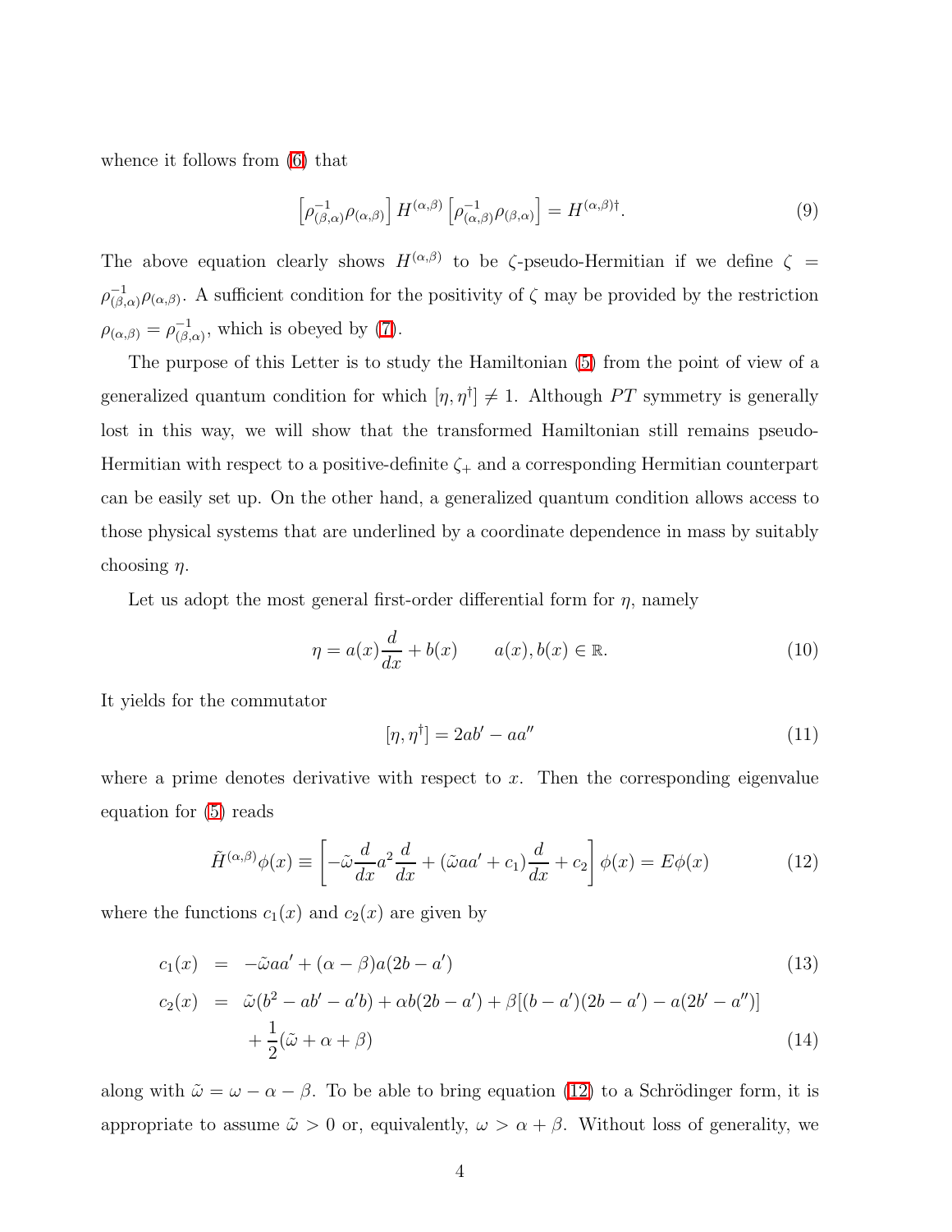whence it follows from (6) that

$$\left[\rho_{(\beta,\alpha)}^{-1}\rho_{(\alpha,\beta)}\right] H^{(\alpha,\beta)} \left[\rho_{(\alpha,\beta)}^{-1}\rho_{(\beta,\alpha)}\right] = H^{(\alpha,\beta)\dagger}. \tag{9}$$

The above equation clearly shows $H^{(\alpha,\beta)}$ to be $\zeta$-pseudo-Hermitian if we define $\zeta = \rho_{(\beta,\alpha)}^{-1}\rho_{(\alpha,\beta)}$. A sufficient condition for the positivity of $\zeta$ may be provided by the restriction $\rho_{(\alpha,\beta)} = \rho_{(\beta,\alpha)}^{-1}$, which is obeyed by (7).

The purpose of this Letter is to study the Hamiltonian (5) from the point of view of a generalized quantum condition for which $[\eta, \eta^\dagger] \neq 1$. Although $PT$ symmetry is generally lost in this way, we will show that the transformed Hamiltonian still remains pseudo-Hermitian with respect to a positive-definite $\zeta_+$ and a corresponding Hermitian counterpart can be easily set up. On the other hand, a generalized quantum condition allows access to those physical systems that are underlined by a coordinate dependence in mass by suitably choosing $\eta$.

Let us adopt the most general first-order differential form for $\eta$, namely

$$\eta = a(x)\frac{d}{dx} + b(x) \qquad a(x), b(x) \in \mathbb{R}. \tag{10}$$

It yields for the commutator

$$[\eta, \eta^\dagger] = 2ab' - aa'' \tag{11}$$

where a prime denotes derivative with respect to $x$. Then the corresponding eigenvalue equation for (5) reads

$$\tilde{H}^{(\alpha,\beta)}\phi(x) \equiv \left[-\tilde{\omega}\frac{d}{dx}a^2\frac{d}{dx} + (\tilde{\omega}aa' + c_1)\frac{d}{dx} + c_2\right]\phi(x) = E\phi(x) \tag{12}$$

where the functions $c_1(x)$ and $c_2(x)$ are given by

$$c_1(x) = -\tilde{\omega}aa' + (\alpha - \beta)a(2b - a') \tag{13}$$

$$c_2(x) = \tilde{\omega}(b^2 - ab' - a'b) + \alpha b(2b - a') + \beta[(b - a')(2b - a') - a(2b' - a'')] + \frac{1}{2}(\tilde{\omega} + \alpha + \beta) \tag{14}$$

along with $\tilde{\omega} = \omega - \alpha - \beta$. To be able to bring equation (12) to a Schrödinger form, it is appropriate to assume $\tilde{\omega} > 0$ or, equivalently, $\omega > \alpha + \beta$. Without loss of generality, we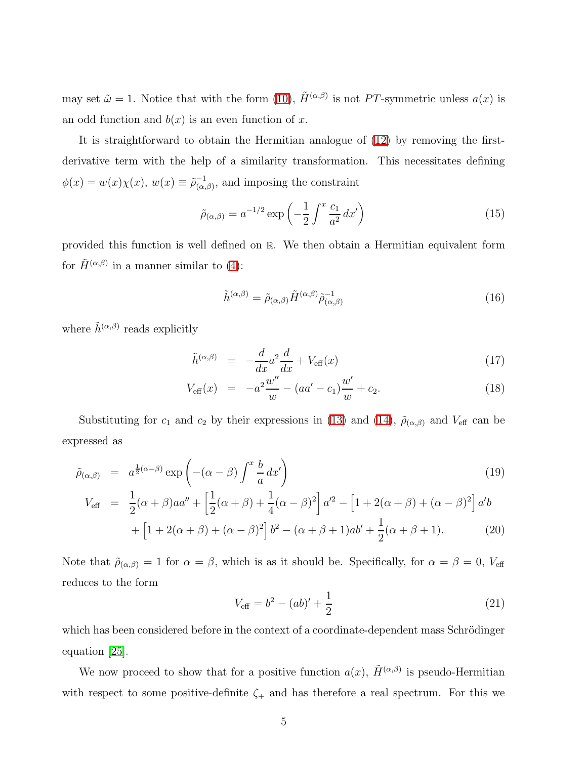may set $\tilde{\omega} = 1$. Notice that with the form (10), $\tilde{H}^{(\alpha,\beta)}$ is not $PT$-symmetric unless $a(x)$ is an odd function and $b(x)$ is an even function of $x$.

It is straightforward to obtain the Hermitian analogue of (12) by removing the first-derivative term with the help of a similarity transformation. This necessitates defining $\phi(x) = w(x)\chi(x)$, $w(x) \equiv \tilde{\rho}^{-1}_{(\alpha,\beta)}$, and imposing the constraint

$$\tilde{\rho}_{(\alpha,\beta)} = a^{-1/2} \exp\left(-\frac{1}{2}\int^x \frac{c_1}{a^2}\, dx'\right) \tag{15}$$

provided this function is well defined on $\mathbb{R}$. We then obtain a Hermitian equivalent form for $\tilde{H}^{(\alpha,\beta)}$ in a manner similar to (4):

$$\tilde{h}^{(\alpha,\beta)} = \tilde{\rho}_{(\alpha,\beta)} \tilde{H}^{(\alpha,\beta)} \tilde{\rho}^{-1}_{(\alpha,\beta)} \tag{16}$$

where $\tilde{h}^{(\alpha,\beta)}$ reads explicitly

$$\tilde{h}^{(\alpha,\beta)} = -\frac{d}{dx} a^2 \frac{d}{dx} + V_{\text{eff}}(x) \tag{17}$$

$$V_{\text{eff}}(x) = -a^2 \frac{w''}{w} - (aa' - c_1)\frac{w'}{w} + c_2. \tag{18}$$

Substituting for $c_1$ and $c_2$ by their expressions in (13) and (14), $\tilde{\rho}_{(\alpha,\beta)}$ and $V_{\text{eff}}$ can be expressed as

$$\tilde{\rho}_{(\alpha,\beta)} = a^{\frac{1}{2}(\alpha-\beta)} \exp\left(-(\alpha-\beta)\int^x \frac{b}{a}\, dx'\right) \tag{19}$$

$$\begin{aligned} V_{\text{eff}} = {} & \frac{1}{2}(\alpha+\beta) a a'' + \left[\frac{1}{2}(\alpha+\beta) + \frac{1}{4}(\alpha-\beta)^2\right] a'^2 - \left[1 + 2(\alpha+\beta) + (\alpha-\beta)^2\right] a' b \\ & + \left[1 + 2(\alpha+\beta) + (\alpha-\beta)^2\right] b^2 - (\alpha+\beta+1) a b' + \frac{1}{2}(\alpha+\beta+1). \end{aligned} \tag{20}$$

Note that $\tilde{\rho}_{(\alpha,\beta)} = 1$ for $\alpha = \beta$, which is as it should be. Specifically, for $\alpha = \beta = 0$, $V_{\text{eff}}$ reduces to the form

$$V_{\text{eff}} = b^2 - (ab)' + \frac{1}{2} \tag{21}$$

which has been considered before in the context of a coordinate-dependent mass Schrödinger equation [25].

We now proceed to show that for a positive function $a(x)$, $\tilde{H}^{(\alpha,\beta)}$ is pseudo-Hermitian with respect to some positive-definite $\zeta_+$ and has therefore a real spectrum. For this we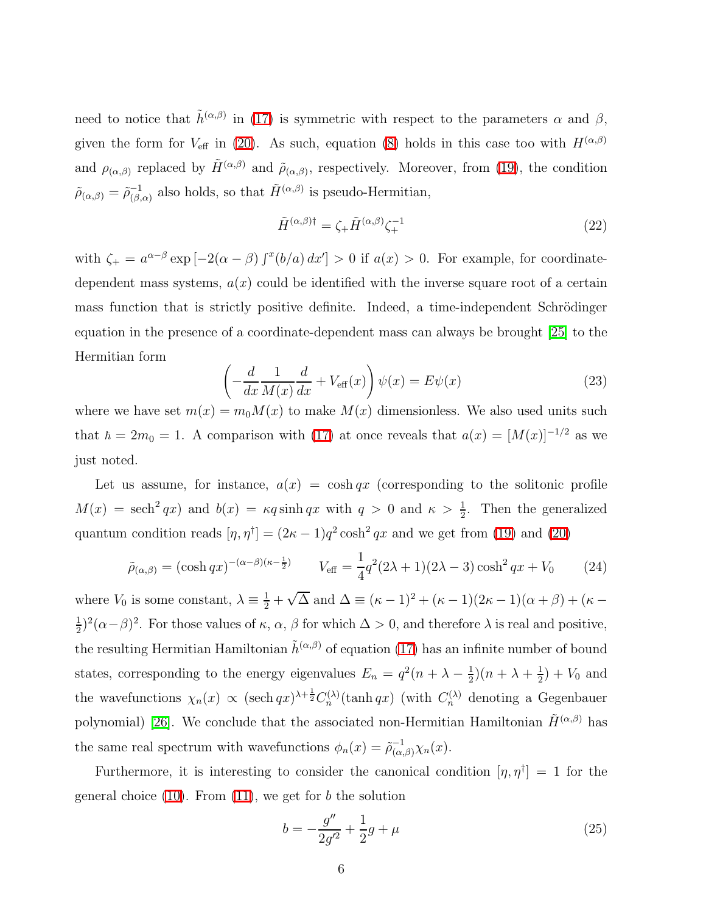need to notice that $\tilde{h}^{(\alpha,\beta)}$ in (17) is symmetric with respect to the parameters $\alpha$ and $\beta$, given the form for $V_{\text{eff}}$ in (20). As such, equation (8) holds in this case too with $H^{(\alpha,\beta)}$ and $\rho_{(\alpha,\beta)}$ replaced by $\tilde{H}^{(\alpha,\beta)}$ and $\tilde{\rho}_{(\alpha,\beta)}$, respectively. Moreover, from (19), the condition $\tilde{\rho}_{(\alpha,\beta)} = \tilde{\rho}^{-1}_{(\beta,\alpha)}$ also holds, so that $\tilde{H}^{(\alpha,\beta)}$ is pseudo-Hermitian,

$$\tilde{H}^{(\alpha,\beta)\dagger} = \zeta_+ \tilde{H}^{(\alpha,\beta)} \zeta_+^{-1} \tag{22}$$

with $\zeta_+ = a^{\alpha-\beta} \exp\left[-2(\alpha-\beta)\int^x (b/a)\,dx'\right] > 0$ if $a(x) > 0$. For example, for coordinate-dependent mass systems, $a(x)$ could be identified with the inverse square root of a certain mass function that is strictly positive definite. Indeed, a time-independent Schrödinger equation in the presence of a coordinate-dependent mass can always be brought [25] to the Hermitian form

$$\left(-\frac{d}{dx}\frac{1}{M(x)}\frac{d}{dx} + V_{\text{eff}}(x)\right)\psi(x) = E\psi(x) \tag{23}$$

where we have set $m(x) = m_0 M(x)$ to make $M(x)$ dimensionless. We also used units such that $\hbar = 2m_0 = 1$. A comparison with (17) at once reveals that $a(x) = [M(x)]^{-1/2}$ as we just noted.

Let us assume, for instance, $a(x) = \cosh qx$ (corresponding to the solitonic profile $M(x) = \operatorname{sech}^2 qx$) and $b(x) = \kappa q \sinh qx$ with $q > 0$ and $\kappa > \frac{1}{2}$. Then the generalized quantum condition reads $[\eta, \eta^\dagger] = (2\kappa - 1)q^2 \cosh^2 qx$ and we get from (19) and (20)

$$\tilde{\rho}_{(\alpha,\beta)} = (\cosh qx)^{-(\alpha-\beta)(\kappa-\frac{1}{2})} \qquad V_{\text{eff}} = \frac{1}{4}q^2(2\lambda+1)(2\lambda-3)\cosh^2 qx + V_0 \tag{24}$$

where $V_0$ is some constant, $\lambda \equiv \frac{1}{2} + \sqrt{\Delta}$ and $\Delta \equiv (\kappa-1)^2 + (\kappa-1)(2\kappa-1)(\alpha+\beta) + (\kappa - \frac{1}{2})^2(\alpha-\beta)^2$. For those values of $\kappa$, $\alpha$, $\beta$ for which $\Delta > 0$, and therefore $\lambda$ is real and positive, the resulting Hermitian Hamiltonian $\tilde{h}^{(\alpha,\beta)}$ of equation (17) has an infinite number of bound states, corresponding to the energy eigenvalues $E_n = q^2(n + \lambda - \frac{1}{2})(n + \lambda + \frac{1}{2}) + V_0$ and the wavefunctions $\chi_n(x) \propto (\operatorname{sech} qx)^{\lambda+\frac{1}{2}} C_n^{(\lambda)}(\tanh qx)$ (with $C_n^{(\lambda)}$ denoting a Gegenbauer polynomial) [26]. We conclude that the associated non-Hermitian Hamiltonian $\tilde{H}^{(\alpha,\beta)}$ has the same real spectrum with wavefunctions $\phi_n(x) = \tilde{\rho}^{-1}_{(\alpha,\beta)}\chi_n(x)$.

Furthermore, it is interesting to consider the canonical condition $[\eta, \eta^\dagger] = 1$ for the general choice (10). From (11), we get for $b$ the solution

$$b = -\frac{g''}{2g'^2} + \frac{1}{2}g + \mu \tag{25}$$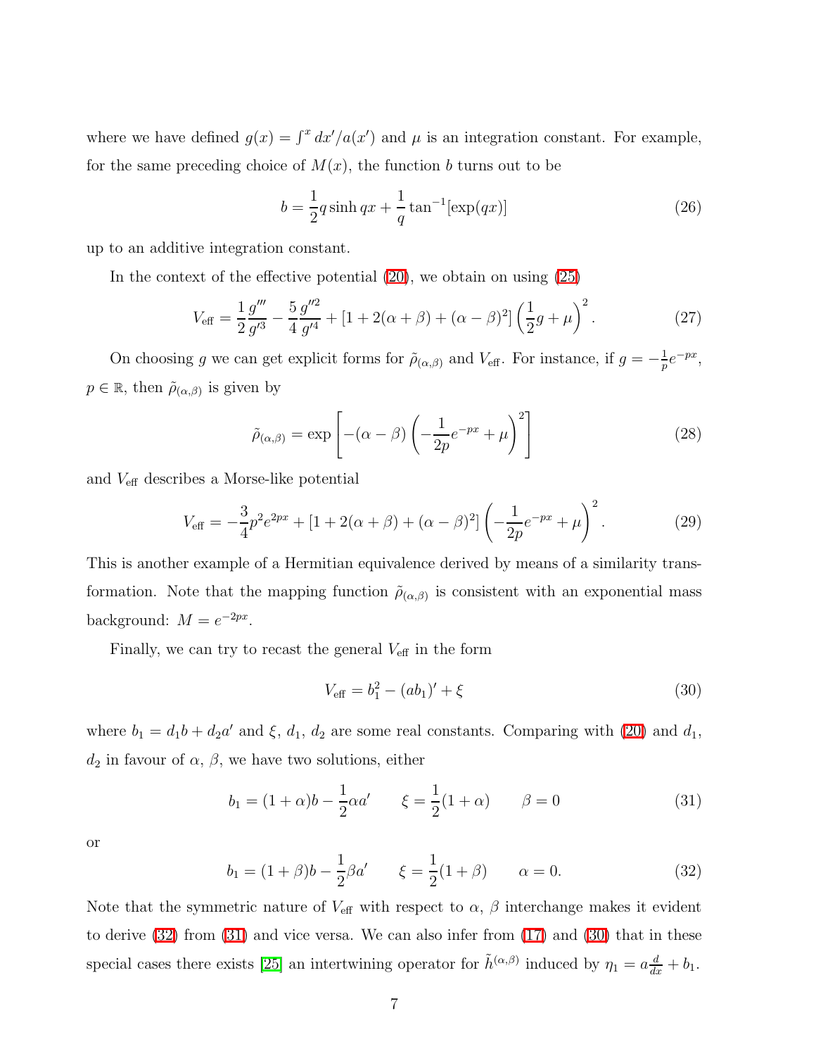where we have defined $g(x) = \int^x dx'/a(x')$ and $\mu$ is an integration constant. For example, for the same preceding choice of $M(x)$, the function $b$ turns out to be

$$b = \frac{1}{2} q \sinh qx + \frac{1}{q} \tan^{-1}[\exp(qx)] \tag{26}$$

up to an additive integration constant.

In the context of the effective potential (20), we obtain on using (25)

$$V_{\text{eff}} = \frac{1}{2} \frac{g'''}{g'^3} - \frac{5}{4} \frac{g''^2}{g'^4} + [1 + 2(\alpha + \beta) + (\alpha - \beta)^2] \left( \frac{1}{2} g + \mu \right)^2. \tag{27}$$

On choosing $g$ we can get explicit forms for $\tilde{\rho}_{(\alpha,\beta)}$ and $V_{\text{eff}}$. For instance, if $g = -\frac{1}{p} e^{-px}$, $p \in \mathbb{R}$, then $\tilde{\rho}_{(\alpha,\beta)}$ is given by

$$\tilde{\rho}_{(\alpha,\beta)} = \exp \left[ -(\alpha - \beta) \left( -\frac{1}{2p} e^{-px} + \mu \right)^2 \right] \tag{28}$$

and $V_{\text{eff}}$ describes a Morse-like potential

$$V_{\text{eff}} = -\frac{3}{4} p^2 e^{2px} + [1 + 2(\alpha + \beta) + (\alpha - \beta)^2] \left( -\frac{1}{2p} e^{-px} + \mu \right)^2. \tag{29}$$

This is another example of a Hermitian equivalence derived by means of a similarity transformation. Note that the mapping function $\tilde{\rho}_{(\alpha,\beta)}$ is consistent with an exponential mass background: $M = e^{-2px}$.

Finally, we can try to recast the general $V_{\text{eff}}$ in the form

$$V_{\text{eff}} = b_1^2 - (ab_1)' + \xi \tag{30}$$

where $b_1 = d_1 b + d_2 a'$ and $\xi$, $d_1$, $d_2$ are some real constants. Comparing with (20) and $d_1$, $d_2$ in favour of $\alpha$, $\beta$, we have two solutions, either

$$b_1 = (1 + \alpha) b - \frac{1}{2} \alpha a' \qquad \xi = \frac{1}{2}(1 + \alpha) \qquad \beta = 0 \tag{31}$$

or

$$b_1 = (1 + \beta) b - \frac{1}{2} \beta a' \qquad \xi = \frac{1}{2}(1 + \beta) \qquad \alpha = 0. \tag{32}$$

Note that the symmetric nature of $V_{\text{eff}}$ with respect to $\alpha$, $\beta$ interchange makes it evident to derive (32) from (31) and vice versa. We can also infer from (17) and (30) that in these special cases there exists [25] an intertwining operator for $\tilde{h}^{(\alpha,\beta)}$ induced by $\eta_1 = a \frac{d}{dx} + b_1$.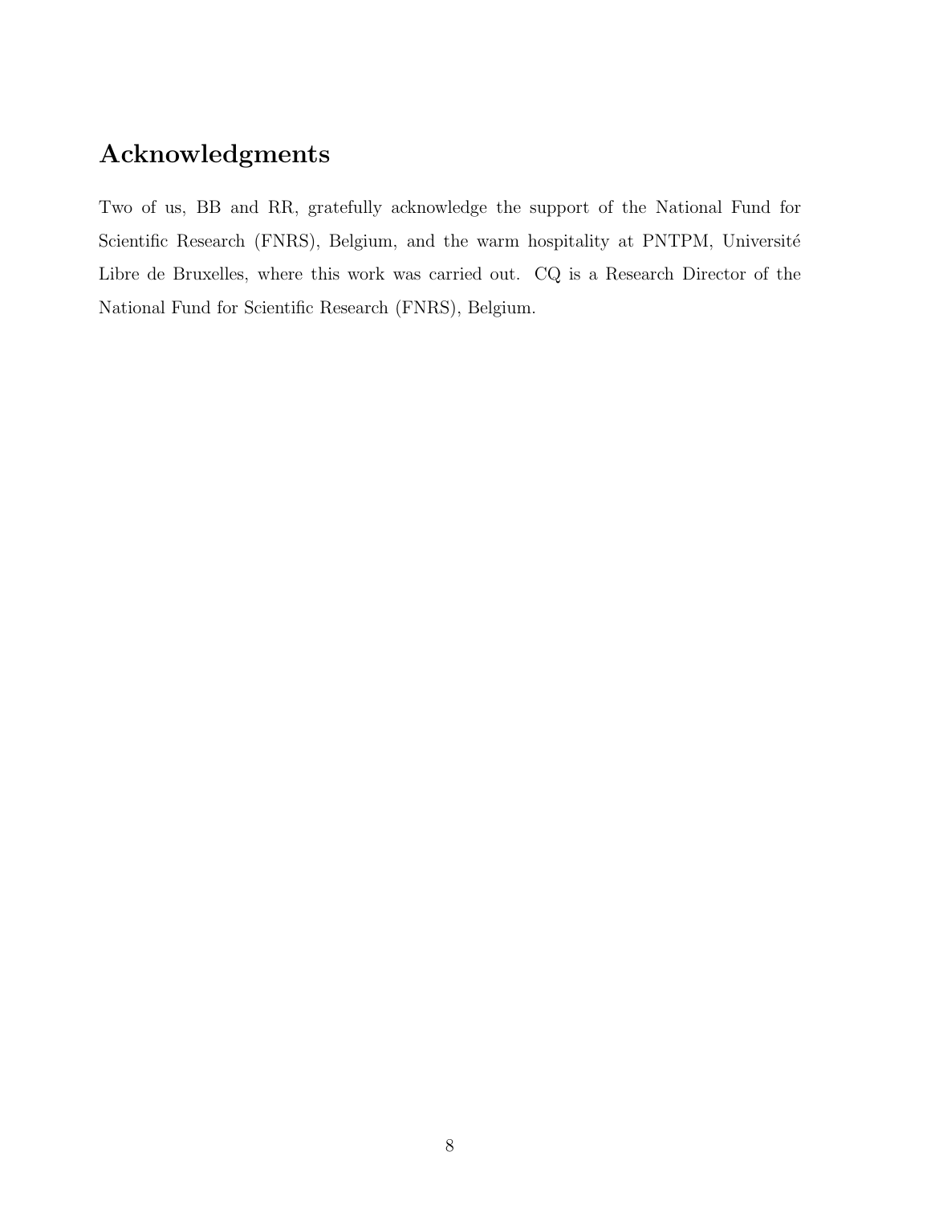## Acknowledgments

Two of us, BB and RR, gratefully acknowledge the support of the National Fund for Scientific Research (FNRS), Belgium, and the warm hospitality at PNTPM, Université Libre de Bruxelles, where this work was carried out. CQ is a Research Director of the National Fund for Scientific Research (FNRS), Belgium.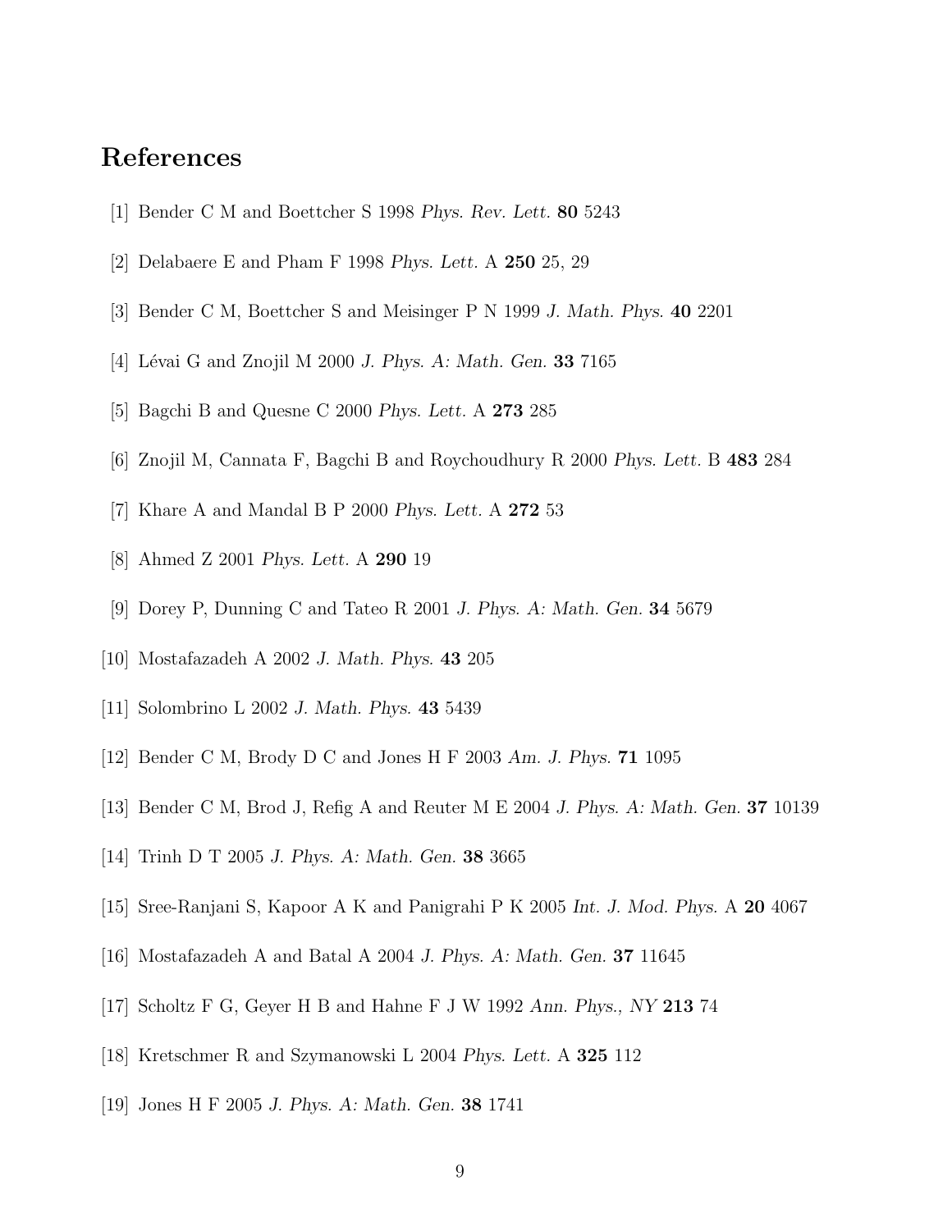## References

[1] Bender C M and Boettcher S 1998 *Phys. Rev. Lett.* **80** 5243

[2] Delabaere E and Pham F 1998 *Phys. Lett.* A **250** 25, 29

[3] Bender C M, Boettcher S and Meisinger P N 1999 *J. Math. Phys.* **40** 2201

[4] Lévai G and Znojil M 2000 *J. Phys. A: Math. Gen.* **33** 7165

[5] Bagchi B and Quesne C 2000 *Phys. Lett.* A **273** 285

[6] Znojil M, Cannata F, Bagchi B and Roychoudhury R 2000 *Phys. Lett.* B **483** 284

[7] Khare A and Mandal B P 2000 *Phys. Lett.* A **272** 53

[8] Ahmed Z 2001 *Phys. Lett.* A **290** 19

[9] Dorey P, Dunning C and Tateo R 2001 *J. Phys. A: Math. Gen.* **34** 5679

[10] Mostafazadeh A 2002 *J. Math. Phys.* **43** 205

[11] Solombrino L 2002 *J. Math. Phys.* **43** 5439

[12] Bender C M, Brody D C and Jones H F 2003 *Am. J. Phys.* **71** 1095

[13] Bender C M, Brod J, Refig A and Reuter M E 2004 *J. Phys. A: Math. Gen.* **37** 10139

[14] Trinh D T 2005 *J. Phys. A: Math. Gen.* **38** 3665

[15] Sree-Ranjani S, Kapoor A K and Panigrahi P K 2005 *Int. J. Mod. Phys.* A **20** 4067

[16] Mostafazadeh A and Batal A 2004 *J. Phys. A: Math. Gen.* **37** 11645

[17] Scholtz F G, Geyer H B and Hahne F J W 1992 *Ann. Phys., NY* **213** 74

[18] Kretschmer R and Szymanowski L 2004 *Phys. Lett.* A **325** 112

[19] Jones H F 2005 *J. Phys. A: Math. Gen.* **38** 1741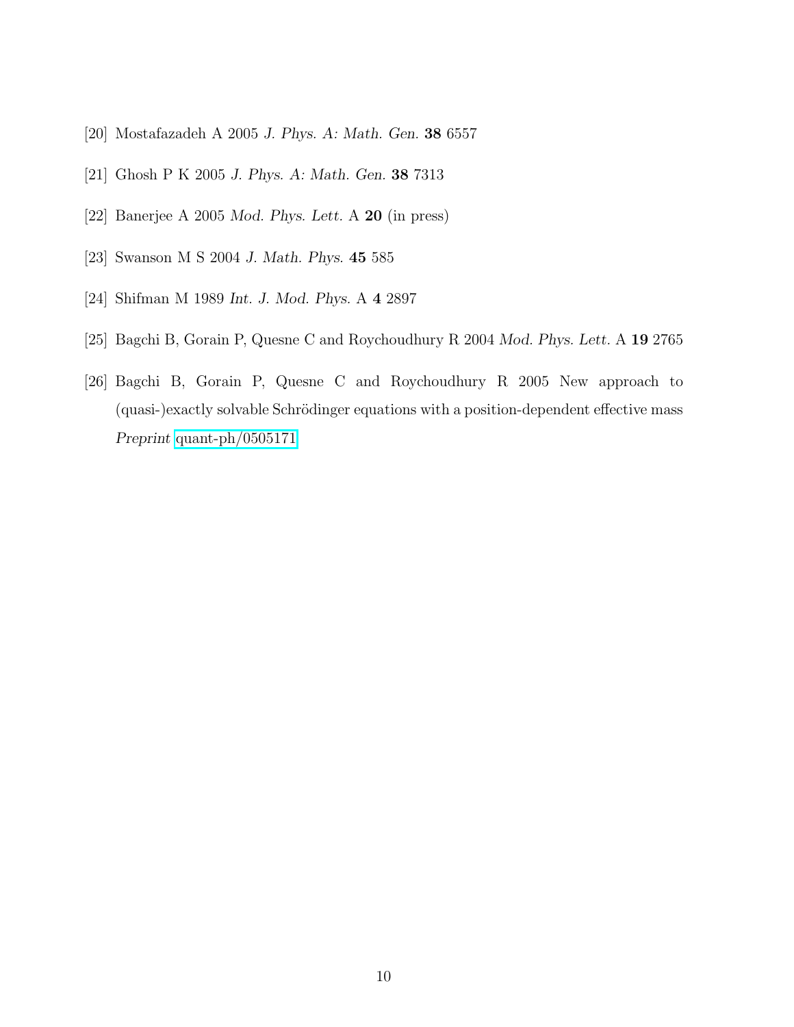[20] Mostafazadeh A 2005 *J. Phys. A: Math. Gen.* **38** 6557

[21] Ghosh P K 2005 *J. Phys. A: Math. Gen.* **38** 7313

[22] Banerjee A 2005 *Mod. Phys. Lett.* A **20** (in press)

[23] Swanson M S 2004 *J. Math. Phys.* **45** 585

[24] Shifman M 1989 *Int. J. Mod. Phys.* A **4** 2897

[25] Bagchi B, Gorain P, Quesne C and Roychoudhury R 2004 *Mod. Phys. Lett.* A **19** 2765

[26] Bagchi B, Gorain P, Quesne C and Roychoudhury R 2005 New approach to (quasi-)exactly solvable Schrödinger equations with a position-dependent effective mass *Preprint* quant-ph/0505171